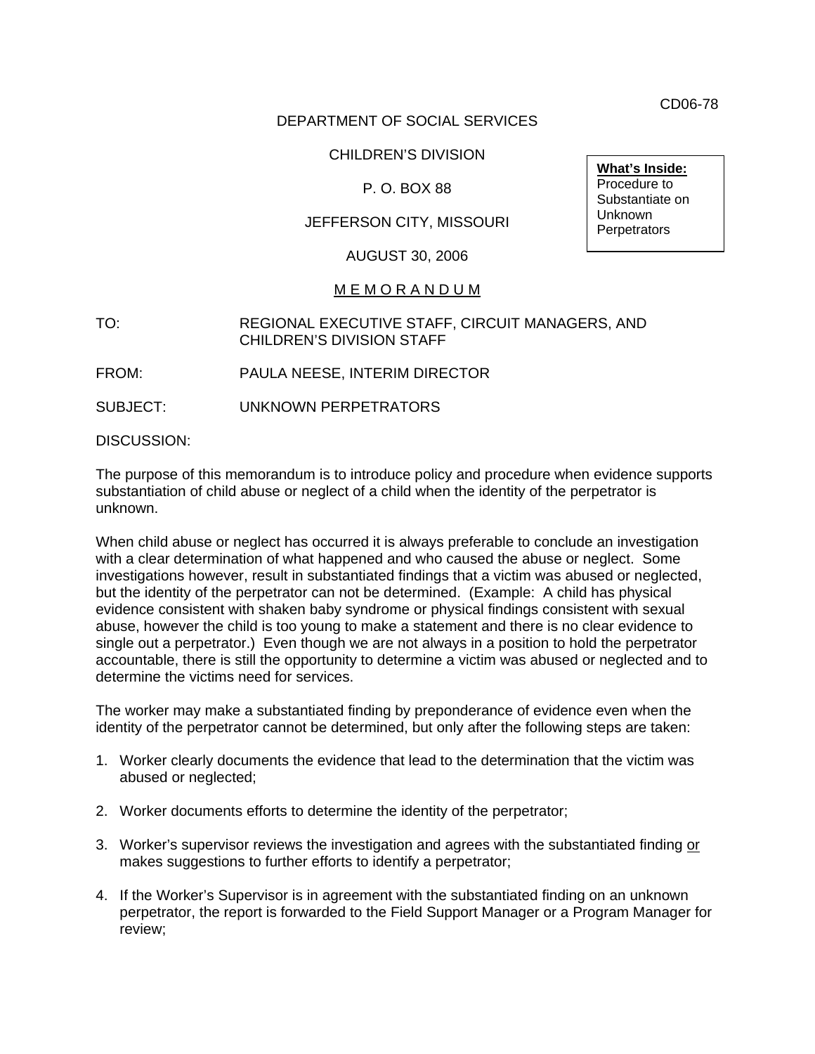CD06-78

DEPARTMENT OF SOCIAL SERVICES

CHILDREN'S DIVISION

P. O. BOX 88

JEFFERSON CITY, MISSOURI

AUGUST 30, 2006

**What's Inside:**
Procedure to Substantiate on Unknown Perpetrators

M E M O R A N D U M

TO: REGIONAL EXECUTIVE STAFF, CIRCUIT MANAGERS, AND CHILDREN'S DIVISION STAFF

FROM: PAULA NEESE, INTERIM DIRECTOR

SUBJECT: UNKNOWN PERPETRATORS

DISCUSSION:

The purpose of this memorandum is to introduce policy and procedure when evidence supports substantiation of child abuse or neglect of a child when the identity of the perpetrator is unknown.

When child abuse or neglect has occurred it is always preferable to conclude an investigation with a clear determination of what happened and who caused the abuse or neglect. Some investigations however, result in substantiated findings that a victim was abused or neglected, but the identity of the perpetrator can not be determined. (Example: A child has physical evidence consistent with shaken baby syndrome or physical findings consistent with sexual abuse, however the child is too young to make a statement and there is no clear evidence to single out a perpetrator.) Even though we are not always in a position to hold the perpetrator accountable, there is still the opportunity to determine a victim was abused or neglected and to determine the victims need for services.

The worker may make a substantiated finding by preponderance of evidence even when the identity of the perpetrator cannot be determined, but only after the following steps are taken:

1. Worker clearly documents the evidence that lead to the determination that the victim was abused or neglected;

2. Worker documents efforts to determine the identity of the perpetrator;

3. Worker's supervisor reviews the investigation and agrees with the substantiated finding or makes suggestions to further efforts to identify a perpetrator;

4. If the Worker's Supervisor is in agreement with the substantiated finding on an unknown perpetrator, the report is forwarded to the Field Support Manager or a Program Manager for review;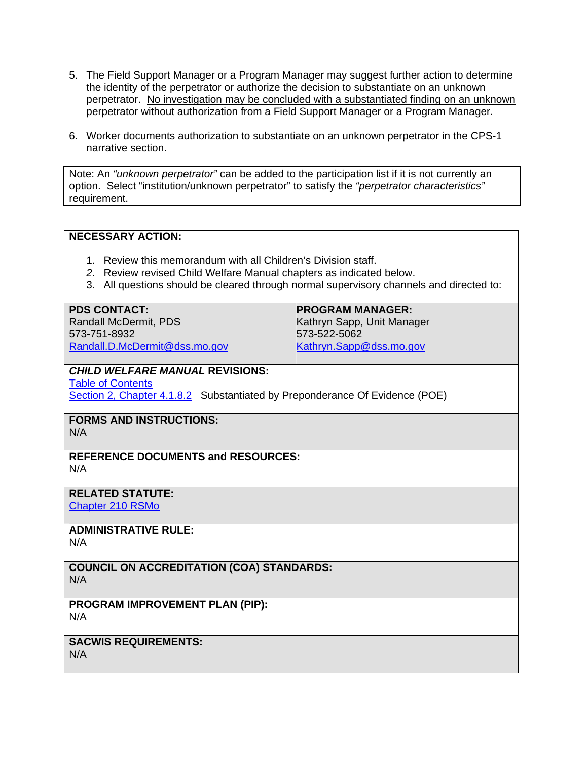5. The Field Support Manager or a Program Manager may suggest further action to determine the identity of the perpetrator or authorize the decision to substantiate on an unknown perpetrator. <u>No investigation may be concluded with a substantiated finding on an unknown perpetrator without authorization from a Field Support Manager or a Program Manager.</u>

6. Worker documents authorization to substantiate on an unknown perpetrator in the CPS-1 narrative section.

| |
|---|
| Note: An *"unknown perpetrator"* can be added to the participation list if it is not currently an option. Select "institution/unknown perpetrator" to satisfy the *"perpetrator characteristics"* requirement. |

**NECESSARY ACTION:**

1. Review this memorandum with all Children's Division staff.
2. Review revised Child Welfare Manual chapters as indicated below.
3. All questions should be cleared through normal supervisory channels and directed to:

| **PDS CONTACT:** | **PROGRAM MANAGER:** |
|---|---|
| Randall McDermit, PDS<br>573-751-8932<br>Randall.D.McDermit@dss.mo.gov | Kathryn Sapp, Unit Manager<br>573-522-5062<br>Kathryn.Sapp@dss.mo.gov |

***CHILD WELFARE MANUAL* REVISIONS:**
Table of Contents
Section 2, Chapter 4.1.8.2 Substantiated by Preponderance Of Evidence (POE)

**FORMS AND INSTRUCTIONS:**
N/A

**REFERENCE DOCUMENTS and RESOURCES:**
N/A

**RELATED STATUTE:**
Chapter 210 RSMo

**ADMINISTRATIVE RULE:**
N/A

**COUNCIL ON ACCREDITATION (COA) STANDARDS:**
N/A

**PROGRAM IMPROVEMENT PLAN (PIP):**
N/A

**SACWIS REQUIREMENTS:**
N/A